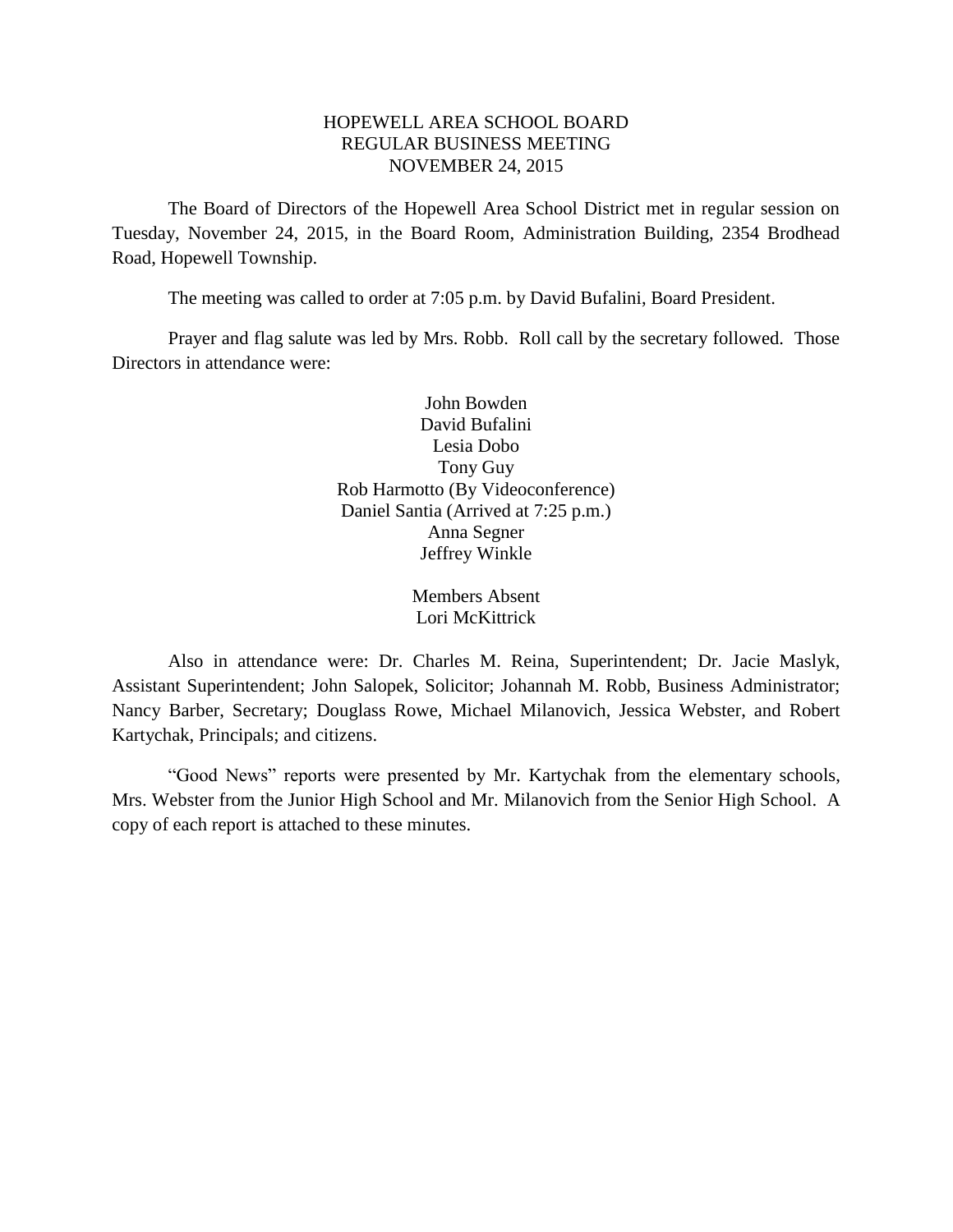# HOPEWELL AREA SCHOOL BOARD
## REGULAR BUSINESS MEETING
## NOVEMBER 24, 2015

The Board of Directors of the Hopewell Area School District met in regular session on Tuesday, November 24, 2015, in the Board Room, Administration Building, 2354 Brodhead Road, Hopewell Township.

The meeting was called to order at 7:05 p.m. by David Bufalini, Board President.

Prayer and flag salute was led by Mrs. Robb. Roll call by the secretary followed. Those Directors in attendance were:

John Bowden
David Bufalini
Lesia Dobo
Tony Guy
Rob Harmotto (By Videoconference)
Daniel Santia (Arrived at 7:25 p.m.)
Anna Segner
Jeffrey Winkle

Members Absent
Lori McKittrick

Also in attendance were: Dr. Charles M. Reina, Superintendent; Dr. Jacie Maslyk, Assistant Superintendent; John Salopek, Solicitor; Johannah M. Robb, Business Administrator; Nancy Barber, Secretary; Douglass Rowe, Michael Milanovich, Jessica Webster, and Robert Kartychak, Principals; and citizens.

"Good News" reports were presented by Mr. Kartychak from the elementary schools, Mrs. Webster from the Junior High School and Mr. Milanovich from the Senior High School. A copy of each report is attached to these minutes.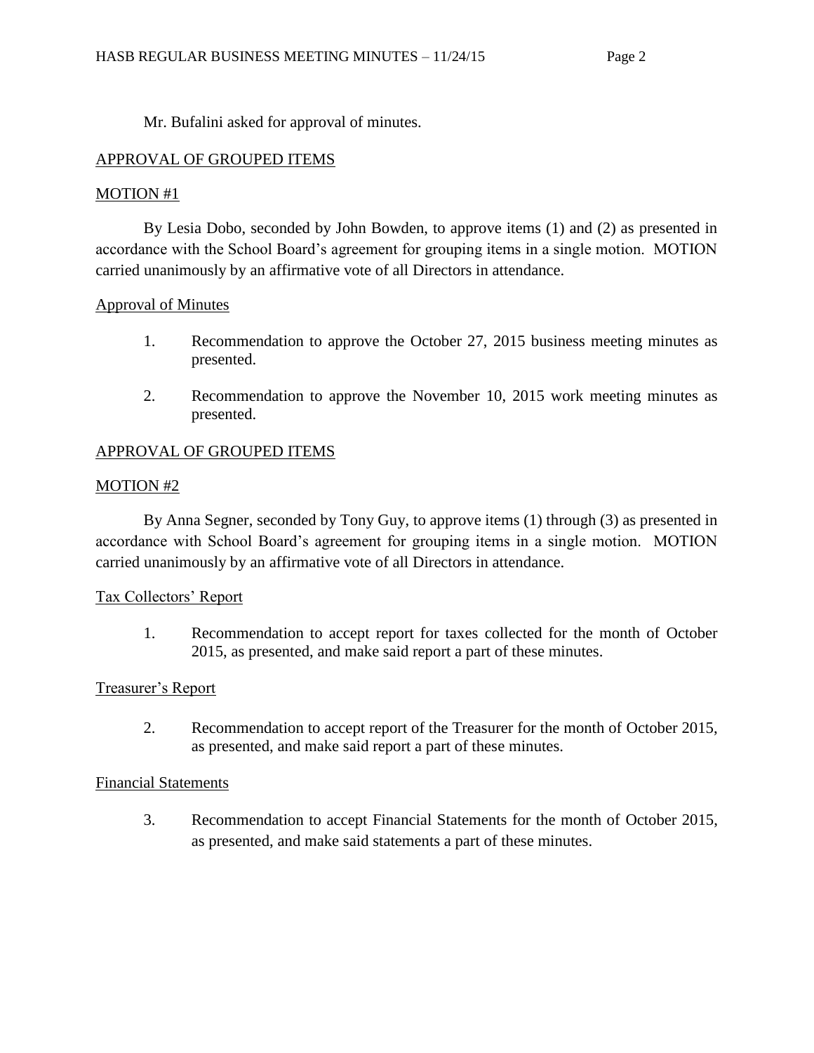Mr. Bufalini asked for approval of minutes.

APPROVAL OF GROUPED ITEMS

MOTION #1

By Lesia Dobo, seconded by John Bowden, to approve items (1) and (2) as presented in accordance with the School Board's agreement for grouping items in a single motion. MOTION carried unanimously by an affirmative vote of all Directors in attendance.

Approval of Minutes

1. Recommendation to approve the October 27, 2015 business meeting minutes as presented.

2. Recommendation to approve the November 10, 2015 work meeting minutes as presented.

APPROVAL OF GROUPED ITEMS

MOTION #2

By Anna Segner, seconded by Tony Guy, to approve items (1) through (3) as presented in accordance with School Board's agreement for grouping items in a single motion. MOTION carried unanimously by an affirmative vote of all Directors in attendance.

Tax Collectors' Report

1. Recommendation to accept report for taxes collected for the month of October 2015, as presented, and make said report a part of these minutes.

Treasurer's Report

2. Recommendation to accept report of the Treasurer for the month of October 2015, as presented, and make said report a part of these minutes.

Financial Statements

3. Recommendation to accept Financial Statements for the month of October 2015, as presented, and make said statements a part of these minutes.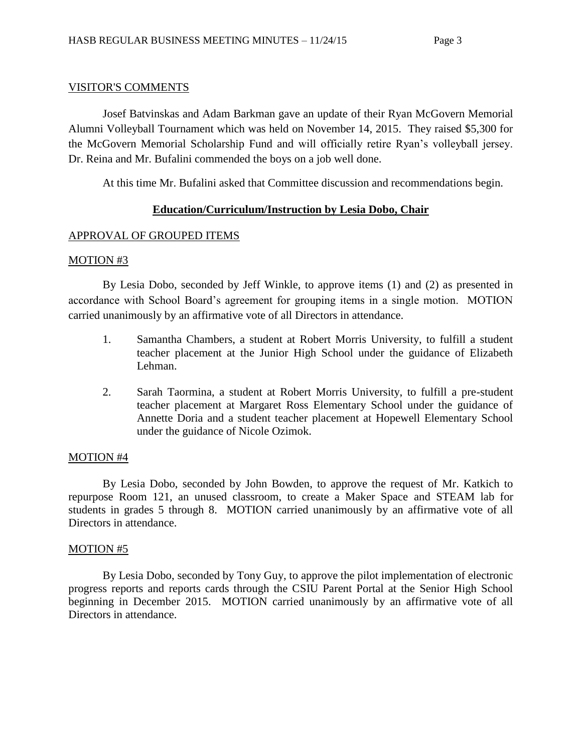VISITOR'S COMMENTS

Josef Batvinskas and Adam Barkman gave an update of their Ryan McGovern Memorial Alumni Volleyball Tournament which was held on November 14, 2015. They raised $5,300 for the McGovern Memorial Scholarship Fund and will officially retire Ryan's volleyball jersey. Dr. Reina and Mr. Bufalini commended the boys on a job well done.

At this time Mr. Bufalini asked that Committee discussion and recommendations begin.

## **Education/Curriculum/Instruction by Lesia Dobo, Chair**

APPROVAL OF GROUPED ITEMS

MOTION #3

By Lesia Dobo, seconded by Jeff Winkle, to approve items (1) and (2) as presented in accordance with School Board's agreement for grouping items in a single motion. MOTION carried unanimously by an affirmative vote of all Directors in attendance.

1. Samantha Chambers, a student at Robert Morris University, to fulfill a student teacher placement at the Junior High School under the guidance of Elizabeth Lehman.

2. Sarah Taormina, a student at Robert Morris University, to fulfill a pre-student teacher placement at Margaret Ross Elementary School under the guidance of Annette Doria and a student teacher placement at Hopewell Elementary School under the guidance of Nicole Ozimok.

MOTION #4

By Lesia Dobo, seconded by John Bowden, to approve the request of Mr. Katkich to repurpose Room 121, an unused classroom, to create a Maker Space and STEAM lab for students in grades 5 through 8. MOTION carried unanimously by an affirmative vote of all Directors in attendance.

MOTION #5

By Lesia Dobo, seconded by Tony Guy, to approve the pilot implementation of electronic progress reports and reports cards through the CSIU Parent Portal at the Senior High School beginning in December 2015. MOTION carried unanimously by an affirmative vote of all Directors in attendance.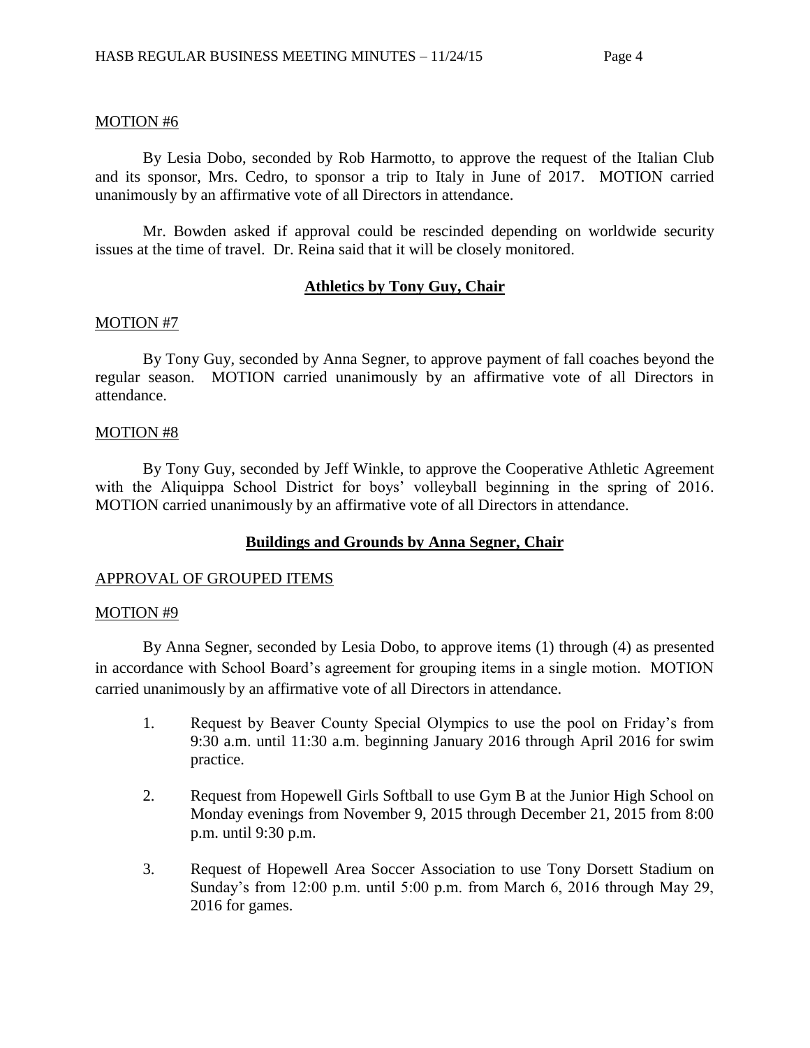MOTION #6

By Lesia Dobo, seconded by Rob Harmotto, to approve the request of the Italian Club and its sponsor, Mrs. Cedro, to sponsor a trip to Italy in June of 2017. MOTION carried unanimously by an affirmative vote of all Directors in attendance.

Mr. Bowden asked if approval could be rescinded depending on worldwide security issues at the time of travel. Dr. Reina said that it will be closely monitored.

## **Athletics by Tony Guy, Chair**

MOTION #7

By Tony Guy, seconded by Anna Segner, to approve payment of fall coaches beyond the regular season. MOTION carried unanimously by an affirmative vote of all Directors in attendance.

MOTION #8

By Tony Guy, seconded by Jeff Winkle, to approve the Cooperative Athletic Agreement with the Aliquippa School District for boys' volleyball beginning in the spring of 2016. MOTION carried unanimously by an affirmative vote of all Directors in attendance.

## **Buildings and Grounds by Anna Segner, Chair**

APPROVAL OF GROUPED ITEMS

MOTION #9

By Anna Segner, seconded by Lesia Dobo, to approve items (1) through (4) as presented in accordance with School Board's agreement for grouping items in a single motion. MOTION carried unanimously by an affirmative vote of all Directors in attendance.

1. Request by Beaver County Special Olympics to use the pool on Friday's from 9:30 a.m. until 11:30 a.m. beginning January 2016 through April 2016 for swim practice.

2. Request from Hopewell Girls Softball to use Gym B at the Junior High School on Monday evenings from November 9, 2015 through December 21, 2015 from 8:00 p.m. until 9:30 p.m.

3. Request of Hopewell Area Soccer Association to use Tony Dorsett Stadium on Sunday's from 12:00 p.m. until 5:00 p.m. from March 6, 2016 through May 29, 2016 for games.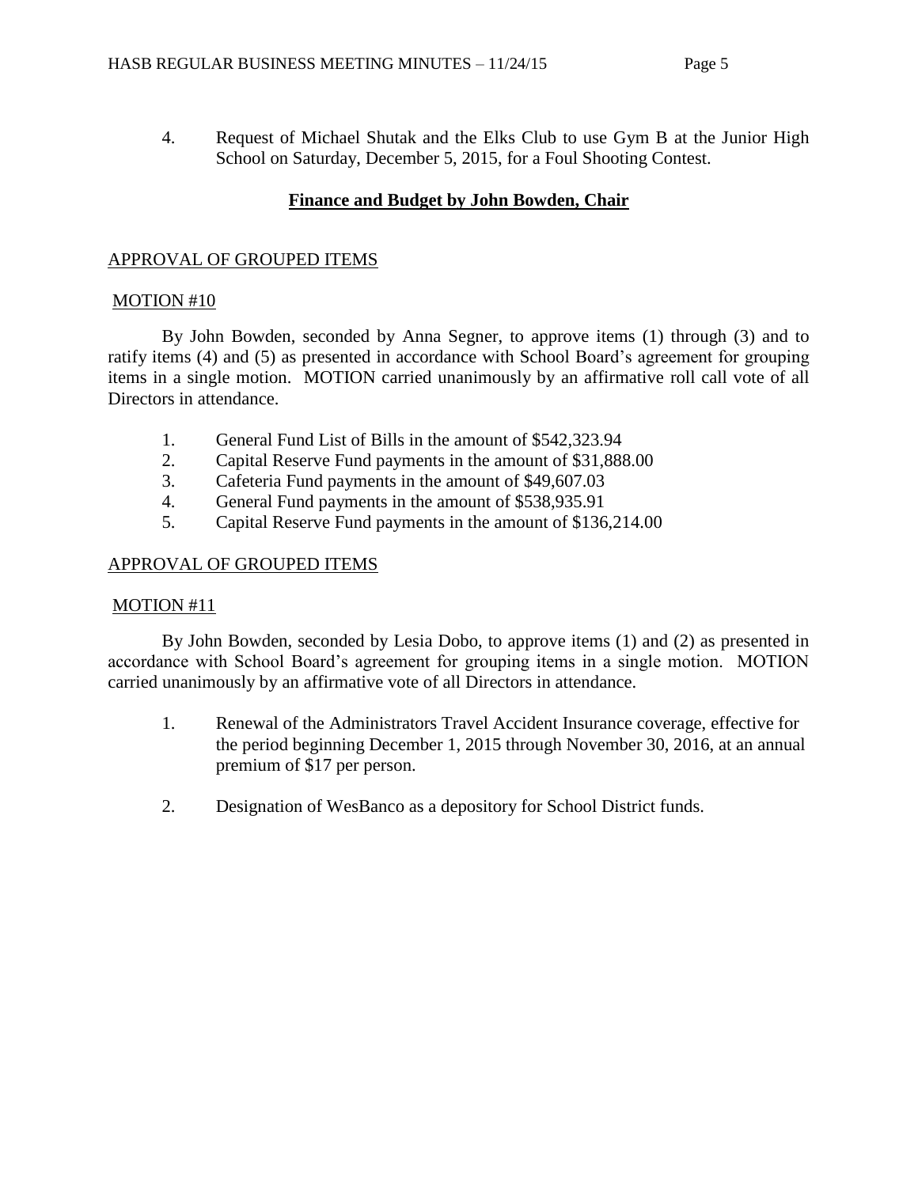4. Request of Michael Shutak and the Elks Club to use Gym B at the Junior High School on Saturday, December 5, 2015, for a Foul Shooting Contest.

## **Finance and Budget by John Bowden, Chair**

APPROVAL OF GROUPED ITEMS

MOTION #10

By John Bowden, seconded by Anna Segner, to approve items (1) through (3) and to ratify items (4) and (5) as presented in accordance with School Board's agreement for grouping items in a single motion. MOTION carried unanimously by an affirmative roll call vote of all Directors in attendance.

1. General Fund List of Bills in the amount of $542,323.94
2. Capital Reserve Fund payments in the amount of $31,888.00
3. Cafeteria Fund payments in the amount of $49,607.03
4. General Fund payments in the amount of $538,935.91
5. Capital Reserve Fund payments in the amount of $136,214.00

APPROVAL OF GROUPED ITEMS

MOTION #11

By John Bowden, seconded by Lesia Dobo, to approve items (1) and (2) as presented in accordance with School Board's agreement for grouping items in a single motion. MOTION carried unanimously by an affirmative vote of all Directors in attendance.

1. Renewal of the Administrators Travel Accident Insurance coverage, effective for the period beginning December 1, 2015 through November 30, 2016, at an annual premium of $17 per person.

2. Designation of WesBanco as a depository for School District funds.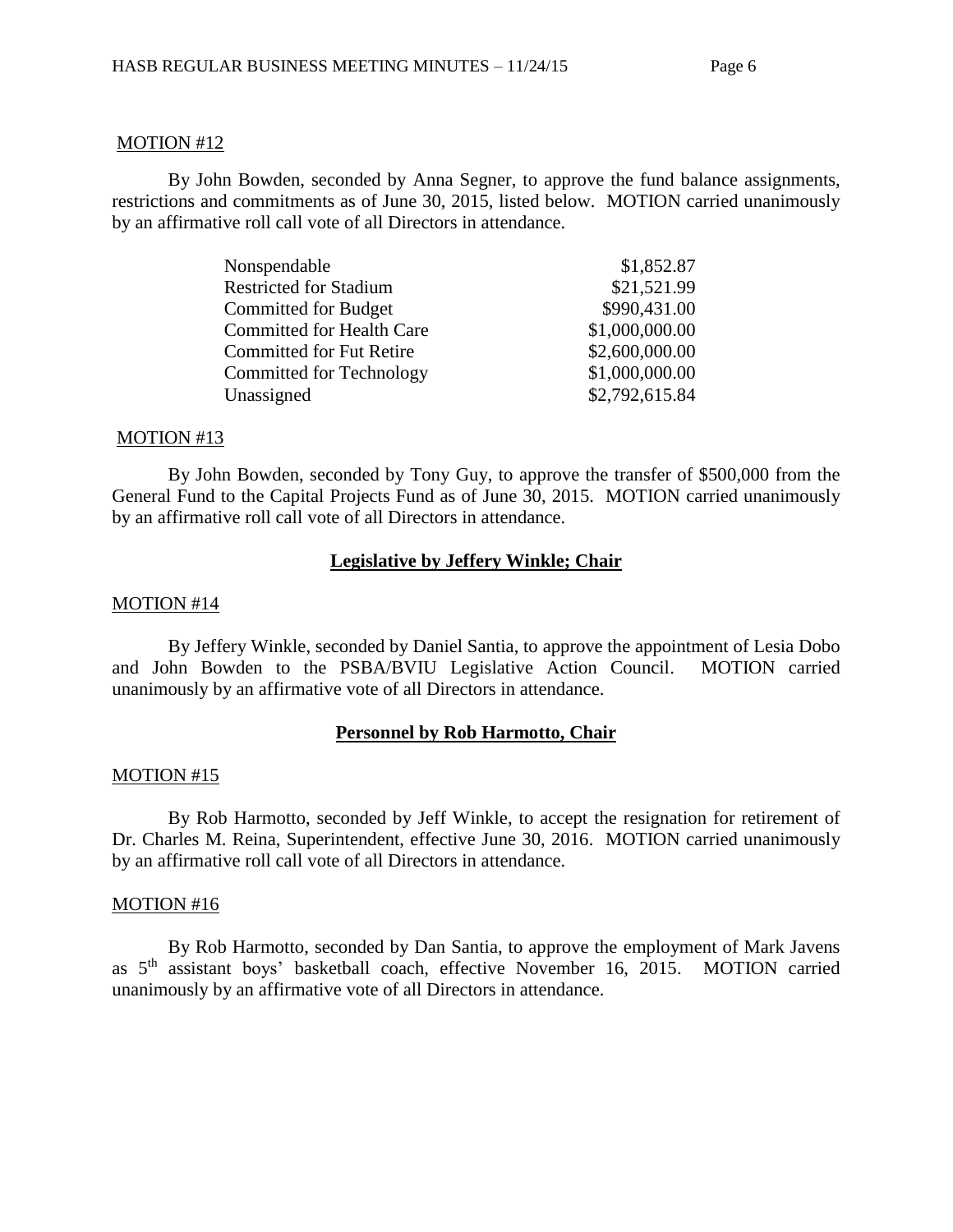MOTION #12

By John Bowden, seconded by Anna Segner, to approve the fund balance assignments, restrictions and commitments as of June 30, 2015, listed below. MOTION carried unanimously by an affirmative roll call vote of all Directors in attendance.

| | |
|---|---:|
| Nonspendable | \$1,852.87 |
| Restricted for Stadium | \$21,521.99 |
| Committed for Budget | \$990,431.00 |
| Committed for Health Care | \$1,000,000.00 |
| Committed for Fut Retire | \$2,600,000.00 |
| Committed for Technology | \$1,000,000.00 |
| Unassigned | \$2,792,615.84 |

MOTION #13

By John Bowden, seconded by Tony Guy, to approve the transfer of \$500,000 from the General Fund to the Capital Projects Fund as of June 30, 2015. MOTION carried unanimously by an affirmative roll call vote of all Directors in attendance.

**Legislative by Jeffery Winkle; Chair**

MOTION #14

By Jeffery Winkle, seconded by Daniel Santia, to approve the appointment of Lesia Dobo and John Bowden to the PSBA/BVIU Legislative Action Council. MOTION carried unanimously by an affirmative vote of all Directors in attendance.

**Personnel by Rob Harmotto, Chair**

MOTION #15

By Rob Harmotto, seconded by Jeff Winkle, to accept the resignation for retirement of Dr. Charles M. Reina, Superintendent, effective June 30, 2016. MOTION carried unanimously by an affirmative roll call vote of all Directors in attendance.

MOTION #16

By Rob Harmotto, seconded by Dan Santia, to approve the employment of Mark Javens as 5th assistant boys' basketball coach, effective November 16, 2015. MOTION carried unanimously by an affirmative vote of all Directors in attendance.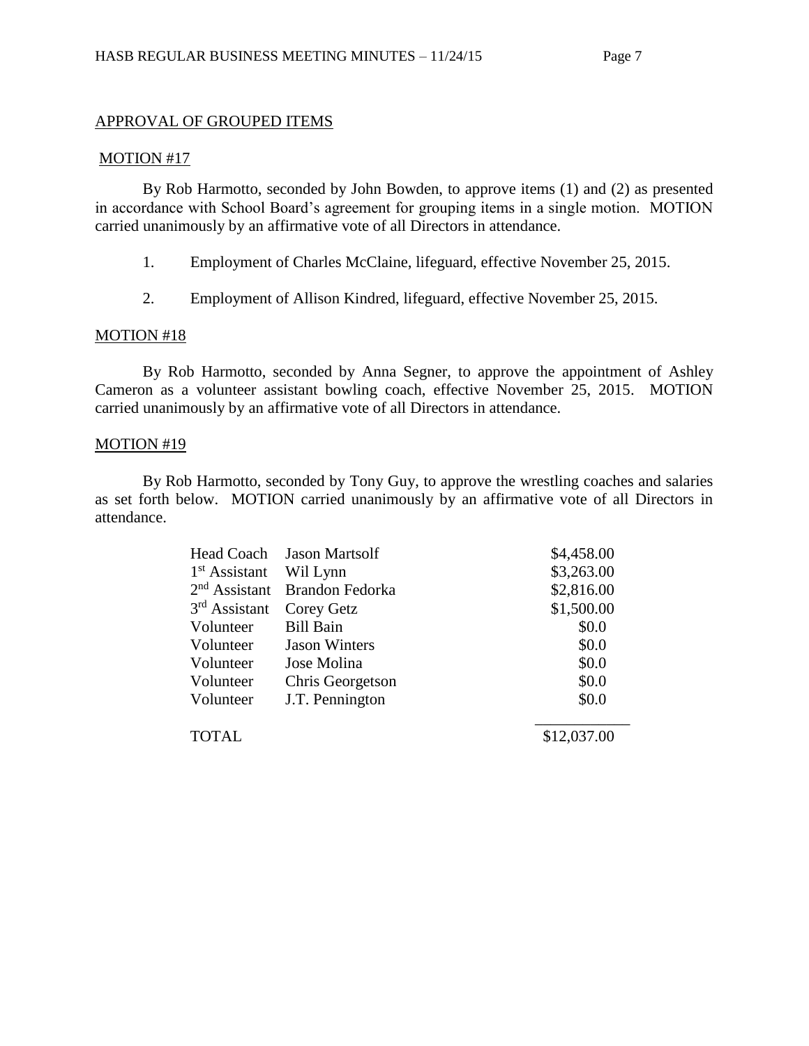## APPROVAL OF GROUPED ITEMS

### MOTION #17

By Rob Harmotto, seconded by John Bowden, to approve items (1) and (2) as presented in accordance with School Board's agreement for grouping items in a single motion. MOTION carried unanimously by an affirmative vote of all Directors in attendance.

1. Employment of Charles McClaine, lifeguard, effective November 25, 2015.

2. Employment of Allison Kindred, lifeguard, effective November 25, 2015.

### MOTION #18

By Rob Harmotto, seconded by Anna Segner, to approve the appointment of Ashley Cameron as a volunteer assistant bowling coach, effective November 25, 2015. MOTION carried unanimously by an affirmative vote of all Directors in attendance.

### MOTION #19

By Rob Harmotto, seconded by Tony Guy, to approve the wrestling coaches and salaries as set forth below. MOTION carried unanimously by an affirmative vote of all Directors in attendance.

| Position | Name | Salary |
|---|---|---|
| Head Coach | Jason Martsolf | $4,458.00 |
| 1st Assistant | Wil Lynn | $3,263.00 |
| 2nd Assistant | Brandon Fedorka | $2,816.00 |
| 3rd Assistant | Corey Getz | $1,500.00 |
| Volunteer | Bill Bain | $0.0 |
| Volunteer | Jason Winters | $0.0 |
| Volunteer | Jose Molina | $0.0 |
| Volunteer | Chris Georgetson | $0.0 |
| Volunteer | J.T. Pennington | $0.0 |
| TOTAL | | $12,037.00 |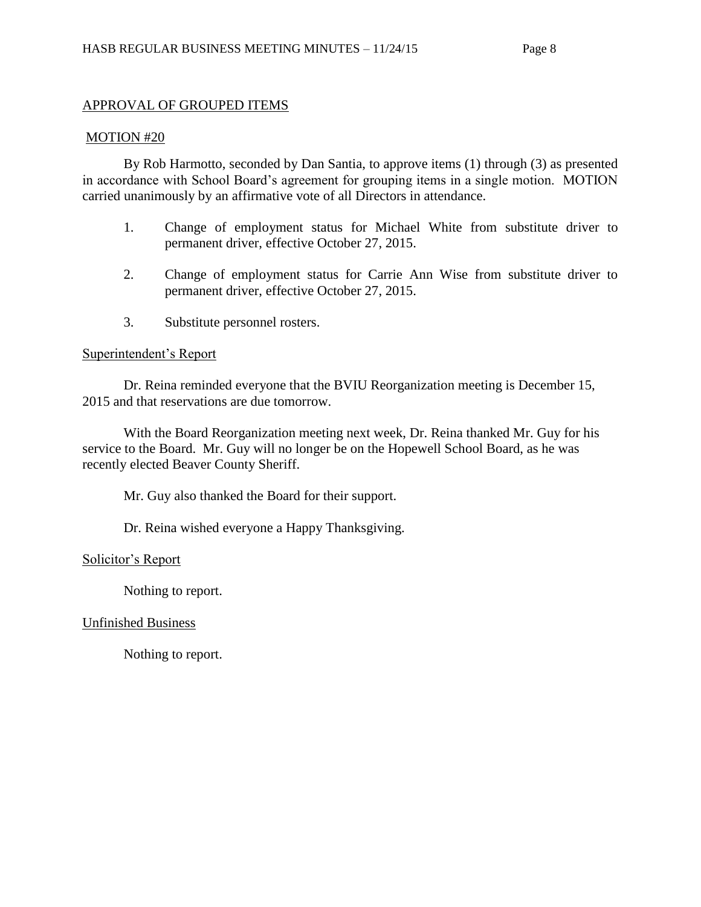## APPROVAL OF GROUPED ITEMS

### MOTION #20

By Rob Harmotto, seconded by Dan Santia, to approve items (1) through (3) as presented in accordance with School Board's agreement for grouping items in a single motion. MOTION carried unanimously by an affirmative vote of all Directors in attendance.

1. Change of employment status for Michael White from substitute driver to permanent driver, effective October 27, 2015.

2. Change of employment status for Carrie Ann Wise from substitute driver to permanent driver, effective October 27, 2015.

3. Substitute personnel rosters.

## Superintendent's Report

Dr. Reina reminded everyone that the BVIU Reorganization meeting is December 15, 2015 and that reservations are due tomorrow.

With the Board Reorganization meeting next week, Dr. Reina thanked Mr. Guy for his service to the Board. Mr. Guy will no longer be on the Hopewell School Board, as he was recently elected Beaver County Sheriff.

Mr. Guy also thanked the Board for their support.

Dr. Reina wished everyone a Happy Thanksgiving.

## Solicitor's Report

Nothing to report.

## Unfinished Business

Nothing to report.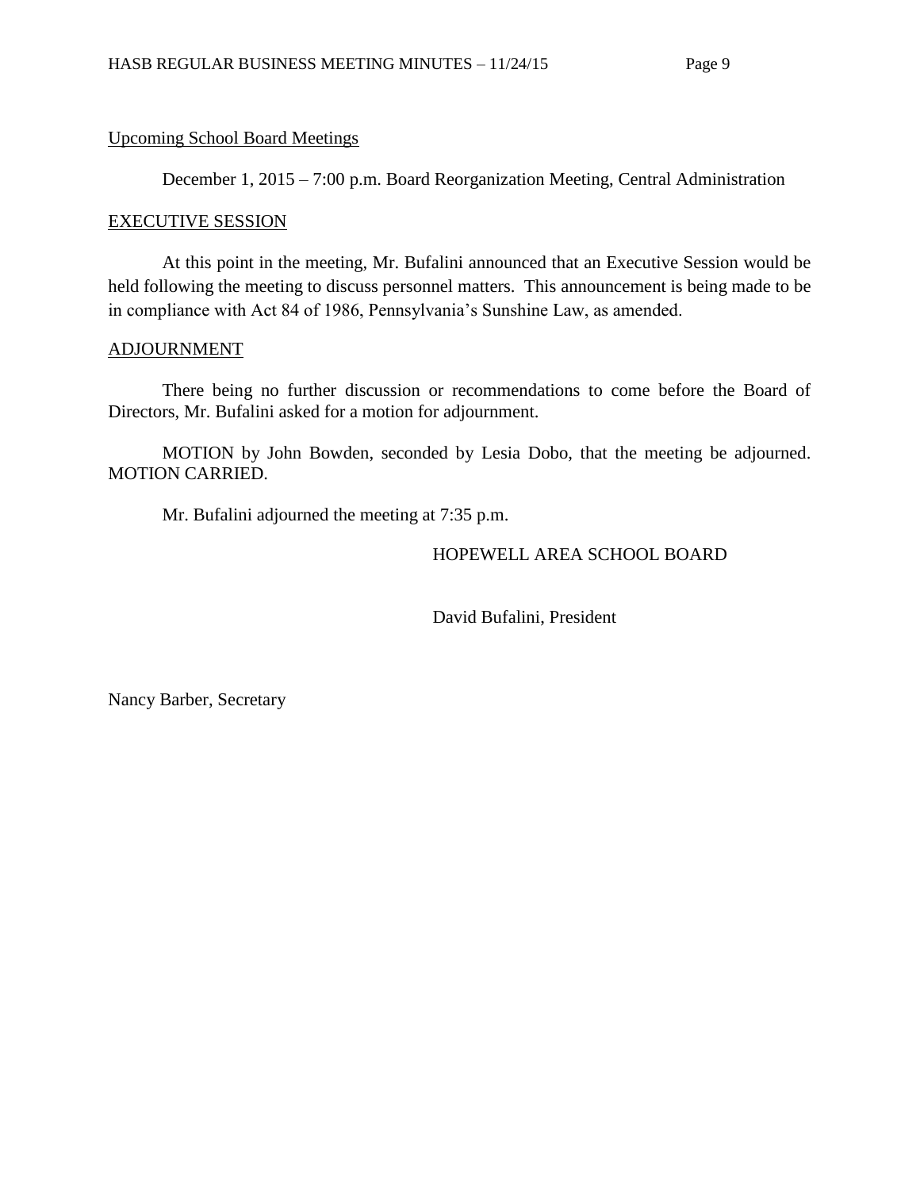Upcoming School Board Meetings

December 1, 2015 – 7:00 p.m. Board Reorganization Meeting, Central Administration

EXECUTIVE SESSION

At this point in the meeting, Mr. Bufalini announced that an Executive Session would be held following the meeting to discuss personnel matters. This announcement is being made to be in compliance with Act 84 of 1986, Pennsylvania's Sunshine Law, as amended.

ADJOURNMENT

There being no further discussion or recommendations to come before the Board of Directors, Mr. Bufalini asked for a motion for adjournment.

MOTION by John Bowden, seconded by Lesia Dobo, that the meeting be adjourned. MOTION CARRIED.

Mr. Bufalini adjourned the meeting at 7:35 p.m.

HOPEWELL AREA SCHOOL BOARD

David Bufalini, President

Nancy Barber, Secretary